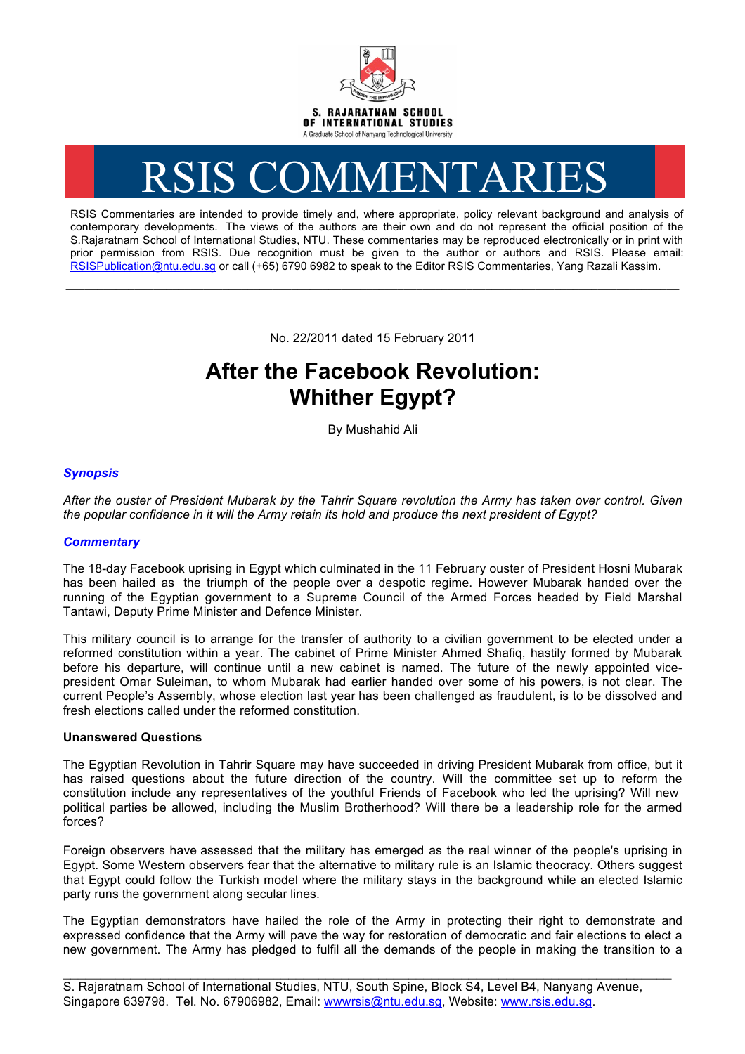S. RAJARATNAM SCHOOL OF INTERNATIONAL STUDIES

A Graduate School of Nanyang Technological University

# RSIS COMMENTARIES

RSIS Commentaries are intended to provide timely and, where appropriate, policy relevant background and analysis of contemporary developments. The views of the authors are their own and do not represent the official position of the S.Rajaratnam School of International Studies, NTU. These commentaries may be reproduced electronically or in print with prior permission from RSIS. Due recognition must be given to the author or authors and RSIS. Please email: RSISPublication@ntu.edu.sg or call (+65) 6790 6982 to speak to the Editor RSIS Commentaries, Yang Razali Kassim.

---

No. 22/2011 dated 15 February 2011

# After the Facebook Revolution: Whither Egypt?

By Mushahid Ali

## *Synopsis*

*After the ouster of President Mubarak by the Tahrir Square revolution the Army has taken over control. Given the popular confidence in it will the Army retain its hold and produce the next president of Egypt?*

## *Commentary*

The 18-day Facebook uprising in Egypt which culminated in the 11 February ouster of President Hosni Mubarak has been hailed as the triumph of the people over a despotic regime. However Mubarak handed over the running of the Egyptian government to a Supreme Council of the Armed Forces headed by Field Marshal Tantawi, Deputy Prime Minister and Defence Minister.

This military council is to arrange for the transfer of authority to a civilian government to be elected under a reformed constitution within a year. The cabinet of Prime Minister Ahmed Shafiq, hastily formed by Mubarak before his departure, will continue until a new cabinet is named. The future of the newly appointed vice-president Omar Suleiman, to whom Mubarak had earlier handed over some of his powers, is not clear. The current People's Assembly, whose election last year has been challenged as fraudulent, is to be dissolved and fresh elections called under the reformed constitution.

**Unanswered Questions**

The Egyptian Revolution in Tahrir Square may have succeeded in driving President Mubarak from office, but it has raised questions about the future direction of the country. Will the committee set up to reform the constitution include any representatives of the youthful Friends of Facebook who led the uprising? Will new political parties be allowed, including the Muslim Brotherhood? Will there be a leadership role for the armed forces?

Foreign observers have assessed that the military has emerged as the real winner of the people's uprising in Egypt. Some Western observers fear that the alternative to military rule is an Islamic theocracy. Others suggest that Egypt could follow the Turkish model where the military stays in the background while an elected Islamic party runs the government along secular lines.

The Egyptian demonstrators have hailed the role of the Army in protecting their right to demonstrate and expressed confidence that the Army will pave the way for restoration of democratic and fair elections to elect a new government. The Army has pledged to fulfil all the demands of the people in making the transition to a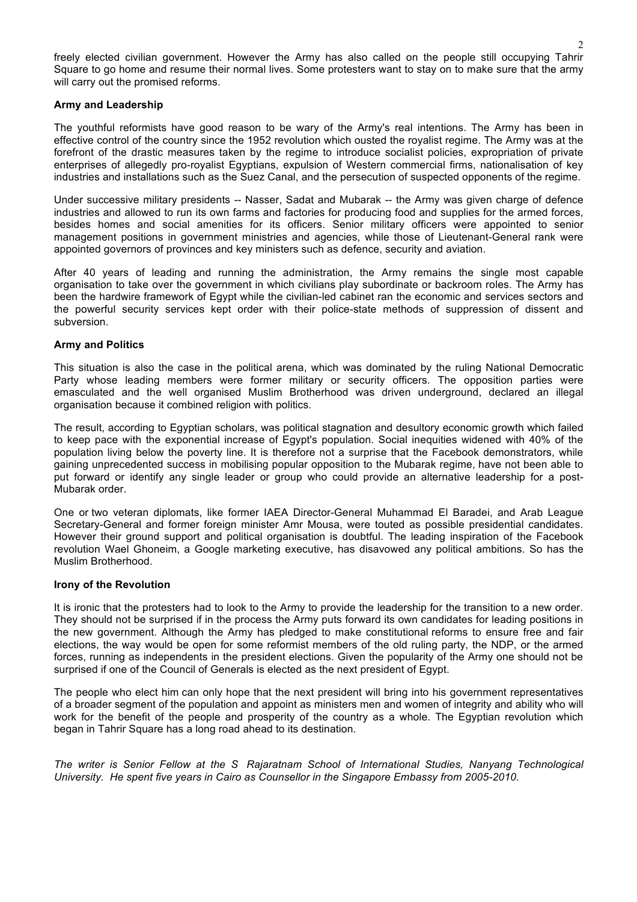freely elected civilian government. However the Army has also called on the people still occupying Tahrir Square to go home and resume their normal lives. Some protesters want to stay on to make sure that the army will carry out the promised reforms.

**Army and Leadership**

The youthful reformists have good reason to be wary of the Army's real intentions. The Army has been in effective control of the country since the 1952 revolution which ousted the royalist regime. The Army was at the forefront of the drastic measures taken by the regime to introduce socialist policies, expropriation of private enterprises of allegedly pro-royalist Egyptians, expulsion of Western commercial firms, nationalisation of key industries and installations such as the Suez Canal, and the persecution of suspected opponents of the regime.

Under successive military presidents -- Nasser, Sadat and Mubarak -- the Army was given charge of defence industries and allowed to run its own farms and factories for producing food and supplies for the armed forces, besides homes and social amenities for its officers. Senior military officers were appointed to senior management positions in government ministries and agencies, while those of Lieutenant-General rank were appointed governors of provinces and key ministers such as defence, security and aviation.

After 40 years of leading and running the administration, the Army remains the single most capable organisation to take over the government in which civilians play subordinate or backroom roles. The Army has been the hardwire framework of Egypt while the civilian-led cabinet ran the economic and services sectors and the powerful security services kept order with their police-state methods of suppression of dissent and subversion.

**Army and Politics**

This situation is also the case in the political arena, which was dominated by the ruling National Democratic Party whose leading members were former military or security officers. The opposition parties were emasculated and the well organised Muslim Brotherhood was driven underground, declared an illegal organisation because it combined religion with politics.

The result, according to Egyptian scholars, was political stagnation and desultory economic growth which failed to keep pace with the exponential increase of Egypt's population. Social inequities widened with 40% of the population living below the poverty line. It is therefore not a surprise that the Facebook demonstrators, while gaining unprecedented success in mobilising popular opposition to the Mubarak regime, have not been able to put forward or identify any single leader or group who could provide an alternative leadership for a post-Mubarak order.

One or two veteran diplomats, like former IAEA Director-General Muhammad El Baradei, and Arab League Secretary-General and former foreign minister Amr Mousa, were touted as possible presidential candidates. However their ground support and political organisation is doubtful. The leading inspiration of the Facebook revolution Wael Ghoneim, a Google marketing executive, has disavowed any political ambitions. So has the Muslim Brotherhood.

**Irony of the Revolution**

It is ironic that the protesters had to look to the Army to provide the leadership for the transition to a new order. They should not be surprised if in the process the Army puts forward its own candidates for leading positions in the new government. Although the Army has pledged to make constitutional reforms to ensure free and fair elections, the way would be open for some reformist members of the old ruling party, the NDP, or the armed forces, running as independents in the president elections. Given the popularity of the Army one should not be surprised if one of the Council of Generals is elected as the next president of Egypt.

The people who elect him can only hope that the next president will bring into his government representatives of a broader segment of the population and appoint as ministers men and women of integrity and ability who will work for the benefit of the people and prosperity of the country as a whole. The Egyptian revolution which began in Tahrir Square has a long road ahead to its destination.

*The writer is Senior Fellow at the S Rajaratnam School of International Studies, Nanyang Technological University. He spent five years in Cairo as Counsellor in the Singapore Embassy from 2005-2010.*